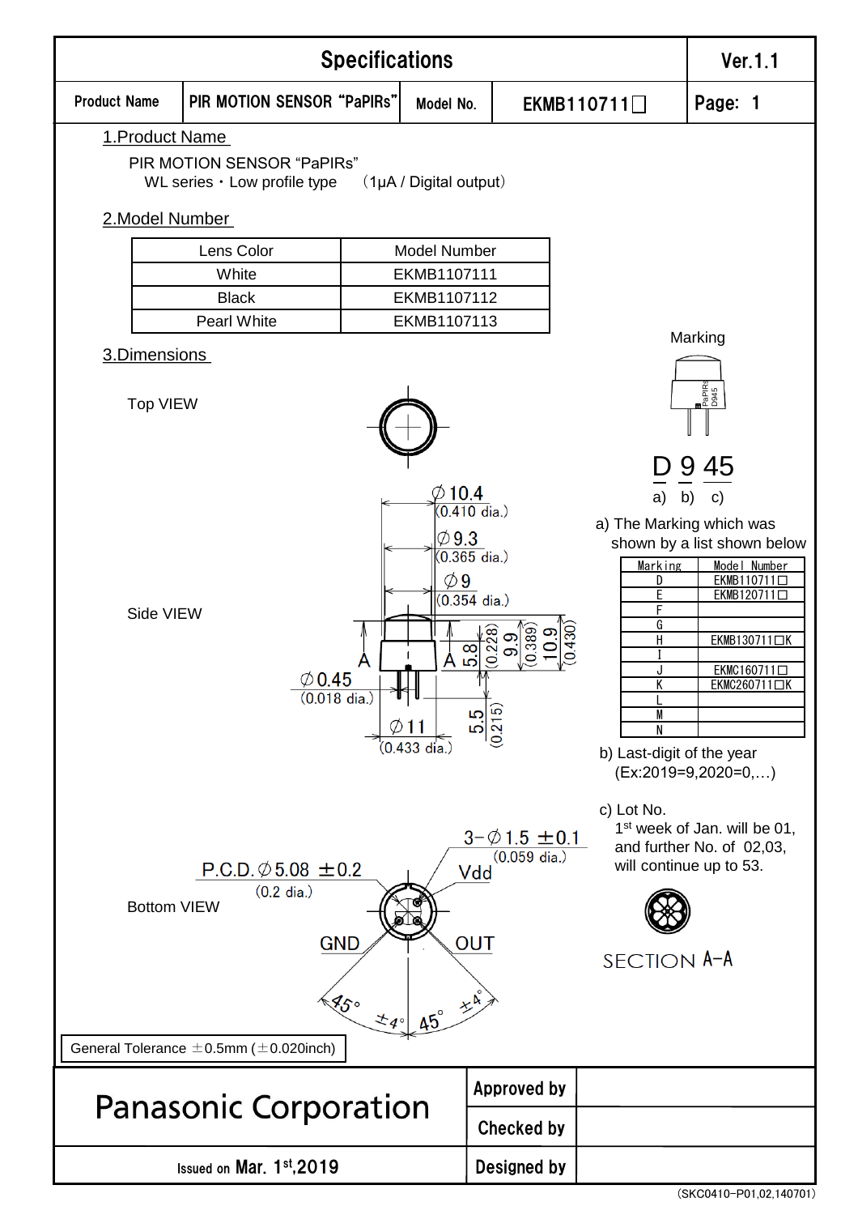# Specifications

| Product Name | PIR MOTION SENSOR "PaPIRs" | Model No. | EKMB110711□ | Ver.1.1 |
|---|---|---|---|---|

## 1.Product Name

PIR MOTION SENSOR "PaPIRs"
WL series・Low profile type （1μA / Digital output）

## 2.Model Number

| Lens Color | Model Number |
|---|---|
| White | EKMB1107111 |
| Black | EKMB1107112 |
| Pearl White | EKMB1107113 |

## 3.Dimensions

Top VIEW

Side VIEW

∅10.4 (0.410 dia.)
∅9.3 (0.365 dia.)
∅9 (0.354 dia.)
5.8 (0.228)
9.9 (0.389)
10.9 (0.430)
∅0.45 (0.018 dia.)
∅11 (0.433 dia.)
5.5 (0.215)
A A

Bottom VIEW

P.C.D.∅5.08 ±0.2 (0.2 dia.)
3−∅1.5 ±0.1 (0.059 dia.)
Vdd
GND
OUT
45° ±4°
45° ±4°

SECTION A−A

Marking

D 9 45
a) b) c)

a) The Marking which was shown by a list shown below

| Marking | Model Number |
|---|---|
| D | EKMB110711□ |
| E | EKMB120711□ |
| F | |
| G | |
| H | EKMB130711□K |
| I | |
| J | EKMC160711□ |
| K | EKMC260711□K |
| L | |
| M | |
| N | |

b) Last-digit of the year (Ex:2019=9,2020=0,…)

c) Lot No.
1st week of Jan. will be 01, and further No. of 02,03, will continue up to 53.

General Tolerance ±0.5mm (±0.020inch)

| Panasonic Corporation | Approved by | |
|---|---|---|
| | Checked by | |
| Issued on Mar. 1st,2019 | Designed by | |

(SKC0410-P01,02,140701)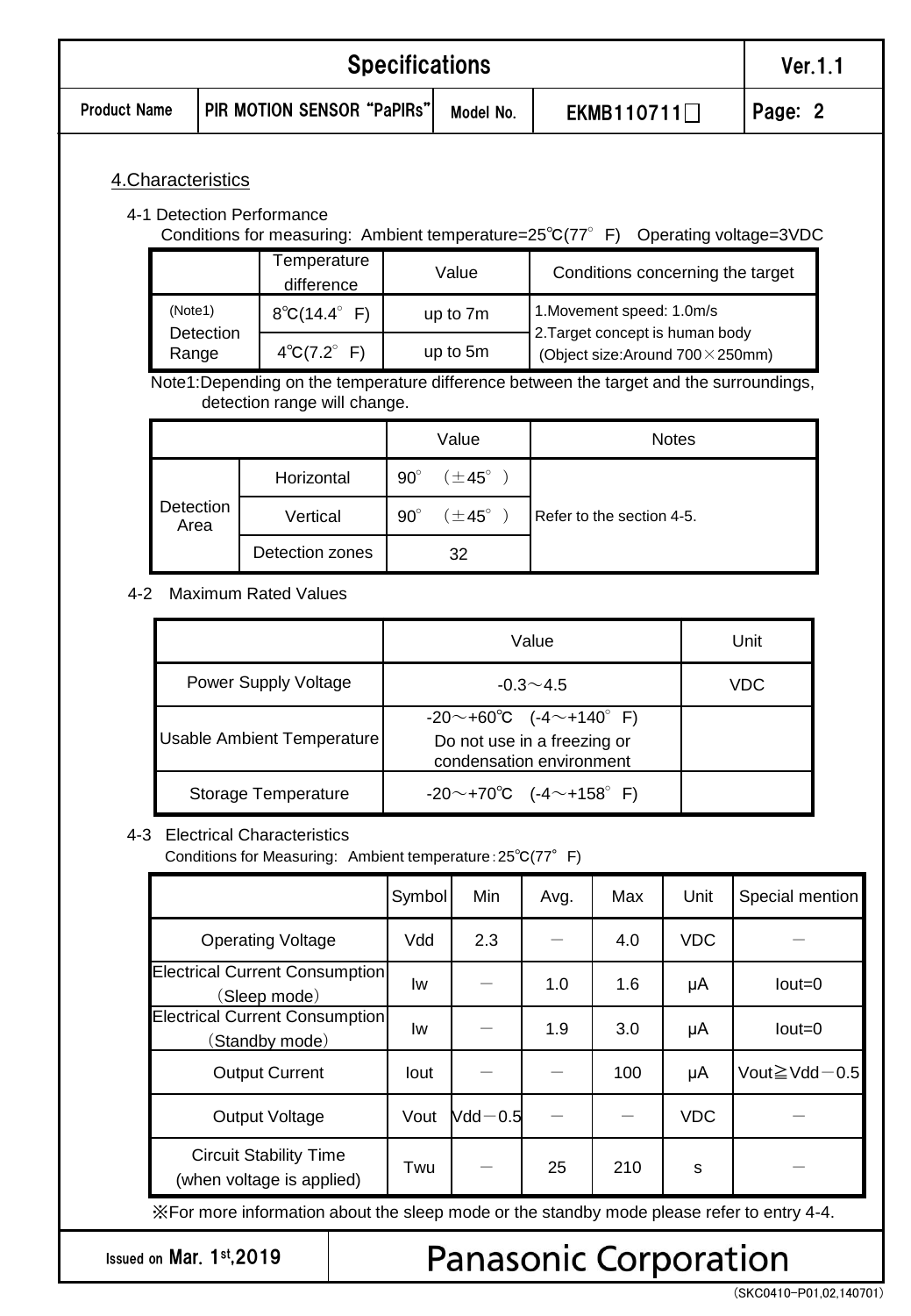| Specifications | | | | Ver.1.1 |
|---|---|---|---|---|
| Product Name | PIR MOTION SENSOR "PaPIRs" | Model No. | EKMB110711□ | Page: 2 |

## 4.Characteristics

### 4-1 Detection Performance

Conditions for measuring: Ambient temperature=25℃(77°F) Operating voltage=3VDC

| | Temperature difference | Value | Conditions concerning the target |
|---|---|---|---|
| (Note1) Detection Range | 8℃(14.4°F) | up to 7m | 1.Movement speed: 1.0m/s<br>2.Target concept is human body<br>(Object size:Around 700×250mm) |
| | 4℃(7.2°F) | up to 5m | |

Note1:Depending on the temperature difference between the target and the surroundings, detection range will change.

| | | Value | Notes |
|---|---|---|---|
| Detection Area | Horizontal | 90° (±45°) | Refer to the section 4-5. |
| | Vertical | 90° (±45°) | |
| | Detection zones | 32 | |

### 4-2 Maximum Rated Values

| | Value | Unit |
|---|---|---|
| Power Supply Voltage | -0.3～4.5 | VDC |
| Usable Ambient Temperature | -20～+60℃ (-4～+140°F)<br>Do not use in a freezing or condensation environment | |
| Storage Temperature | -20～+70℃ (-4～+158°F) | |

### 4-3 Electrical Characteristics

Conditions for Measuring: Ambient temperature：25℃(77°F)

| | Symbol | Min | Avg. | Max | Unit | Special mention |
|---|---|---|---|---|---|---|
| Operating Voltage | Vdd | 2.3 | － | 4.0 | VDC | － |
| Electrical Current Consumption (Sleep mode) | Iw | － | 1.0 | 1.6 | μA | Iout=0 |
| Electrical Current Consumption (Standby mode) | Iw | － | 1.9 | 3.0 | μA | Iout=0 |
| Output Current | Iout | － | － | 100 | μA | Vout≧Vdd－0.5 |
| Output Voltage | Vout | Vdd－0.5 | － | － | VDC | － |
| Circuit Stability Time (when voltage is applied) | Twu | － | 25 | 210 | s | － |

※For more information about the sleep mode or the standby mode please refer to entry 4-4.

Issued on Mar. 1st,2019 Panasonic Corporation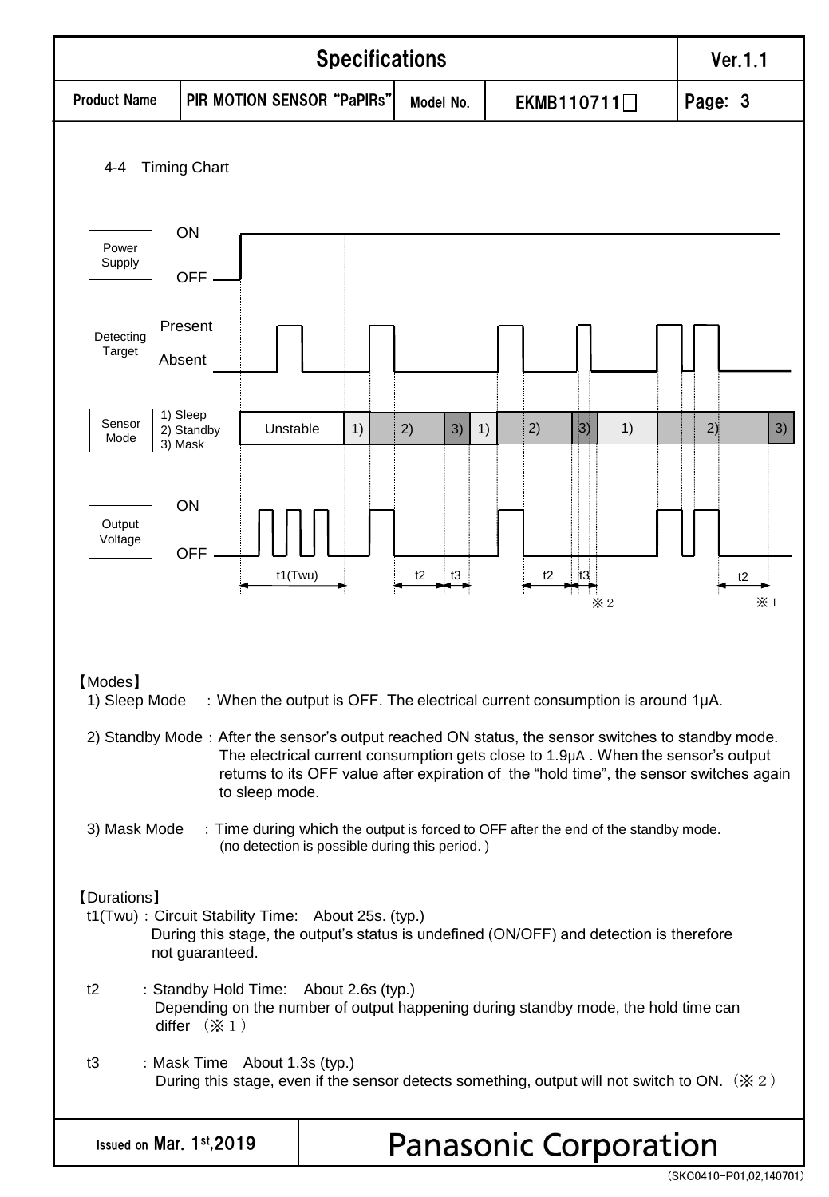4-4 Timing Chart

【Modes】

1) Sleep Mode : When the output is OFF. The electrical current consumption is around 1μA.

2) Standby Mode : After the sensor's output reached ON status, the sensor switches to standby mode. The electrical current consumption gets close to 1.9μA . When the sensor's output returns to its OFF value after expiration of the "hold time", the sensor switches again to sleep mode.

3) Mask Mode : Time during which the output is forced to OFF after the end of the standby mode. (no detection is possible during this period. )

【Durations】

t1(Twu) : Circuit Stability Time: About 25s. (typ.)
During this stage, the output's status is undefined (ON/OFF) and detection is therefore not guaranteed.

t2 : Standby Hold Time: About 2.6s (typ.)
Depending on the number of output happening during standby mode, the hold time can differ (※1)

t3 : Mask Time About 1.3s (typ.)
During this stage, even if the sensor detects something, output will not switch to ON. (※2)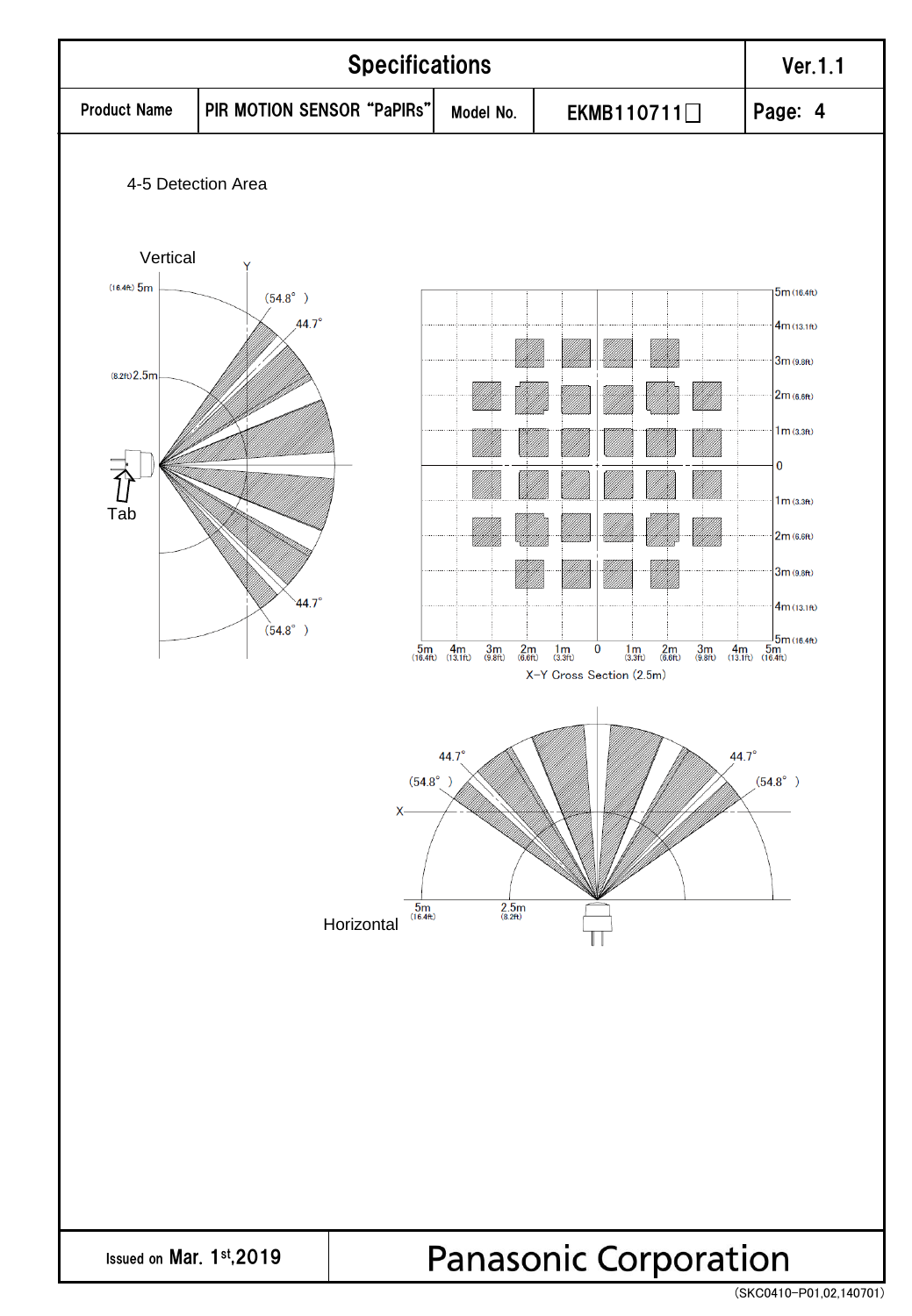| Specifications | | | | Ver.1.1 |
| --- | --- | --- | --- | --- |
| Product Name | PIR MOTION SENSOR "PaPIRs" | Model No. | EKMB110711□ | Page: 4 |

4-5 Detection Area

Vertical

Tab

X-Y Cross Section (2.5m)

Horizontal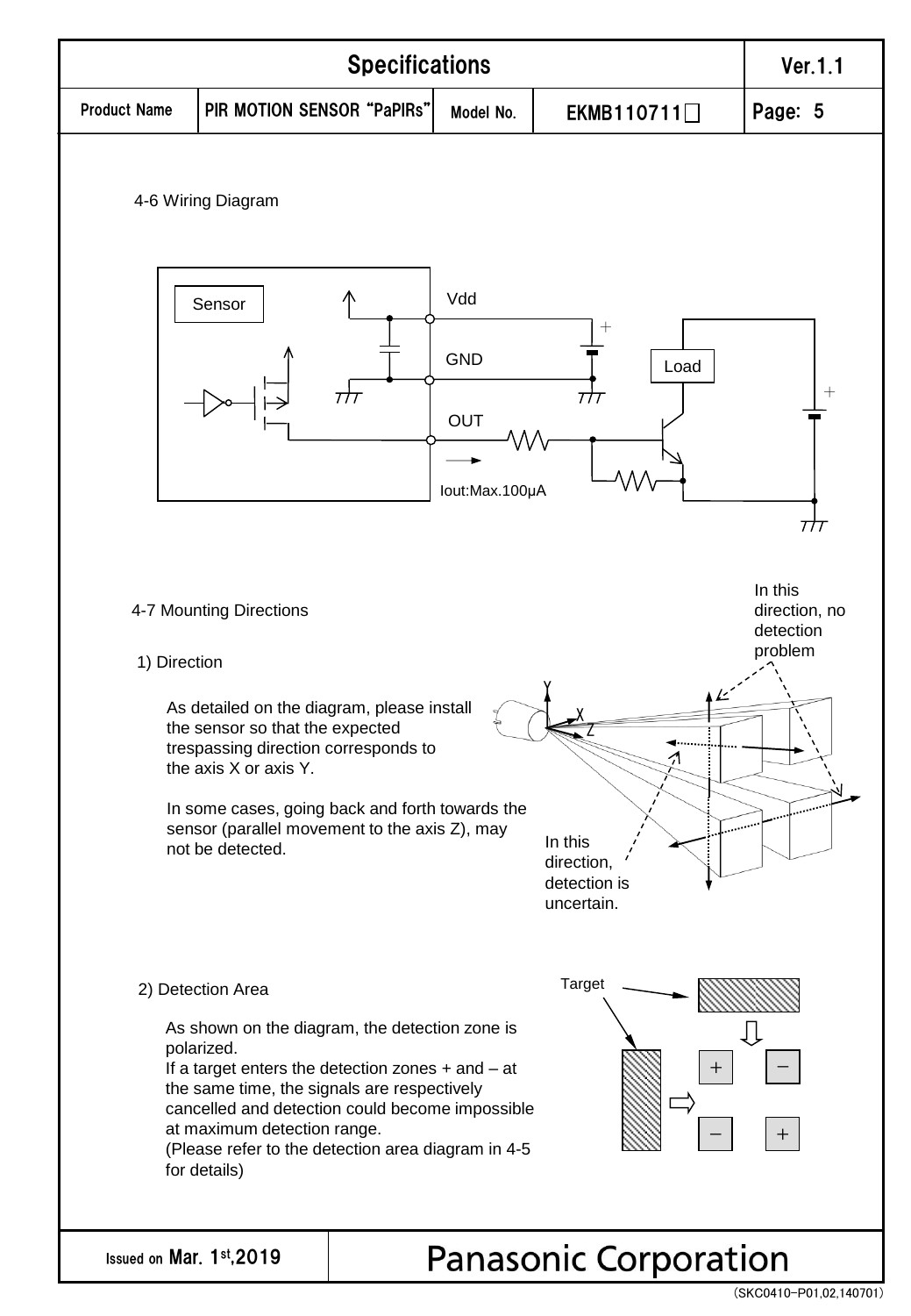4-6 Wiring Diagram

Sensor

Vdd

GND

OUT

Load

Iout:Max.100µA

4-7 Mounting Directions

1) Direction

As detailed on the diagram, please install the sensor so that the expected trespassing direction corresponds to the axis X or axis Y.

In some cases, going back and forth towards the sensor (parallel movement to the axis Z), may not be detected.

In this direction, no detection problem

In this direction, detection is uncertain.

2) Detection Area

As shown on the diagram, the detection zone is polarized.
If a target enters the detection zones + and – at the same time, the signals are respectively cancelled and detection could become impossible at maximum detection range.
(Please refer to the detection area diagram in 4-5 for details)

Target

Issued on Mar. 1st,2019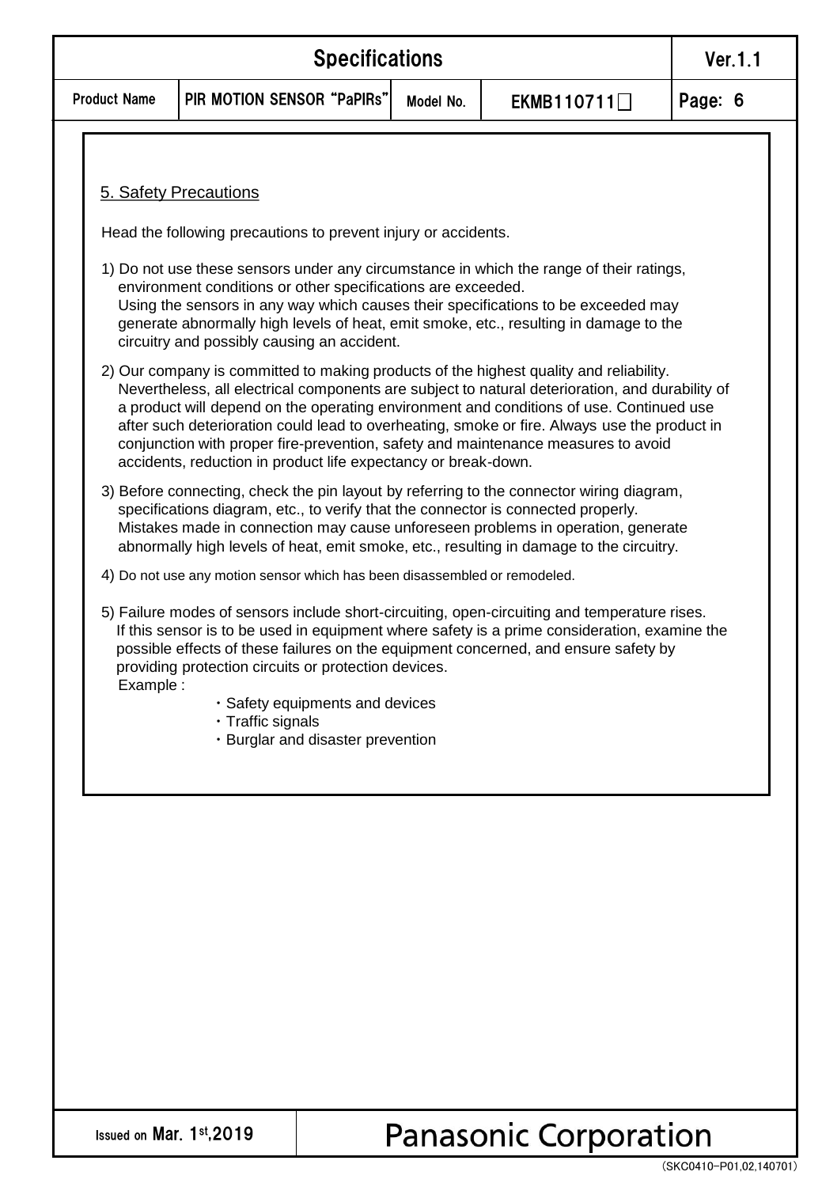## 5. Safety Precautions

Head the following precautions to prevent injury or accidents.

1) Do not use these sensors under any circumstance in which the range of their ratings, environment conditions or other specifications are exceeded.
   Using the sensors in any way which causes their specifications to be exceeded may generate abnormally high levels of heat, emit smoke, etc., resulting in damage to the circuitry and possibly causing an accident.

2) Our company is committed to making products of the highest quality and reliability. Nevertheless, all electrical components are subject to natural deterioration, and durability of a product will depend on the operating environment and conditions of use. Continued use after such deterioration could lead to overheating, smoke or fire. Always use the product in conjunction with proper fire-prevention, safety and maintenance measures to avoid accidents, reduction in product life expectancy or break-down.

3) Before connecting, check the pin layout by referring to the connector wiring diagram, specifications diagram, etc., to verify that the connector is connected properly.
   Mistakes made in connection may cause unforeseen problems in operation, generate abnormally high levels of heat, emit smoke, etc., resulting in damage to the circuitry.

4) Do not use any motion sensor which has been disassembled or remodeled.

5) Failure modes of sensors include short-circuiting, open-circuiting and temperature rises. If this sensor is to be used in equipment where safety is a prime consideration, examine the possible effects of these failures on the equipment concerned, and ensure safety by providing protection circuits or protection devices.
   Example :
   - Safety equipments and devices
   - Traffic signals
   - Burglar and disaster prevention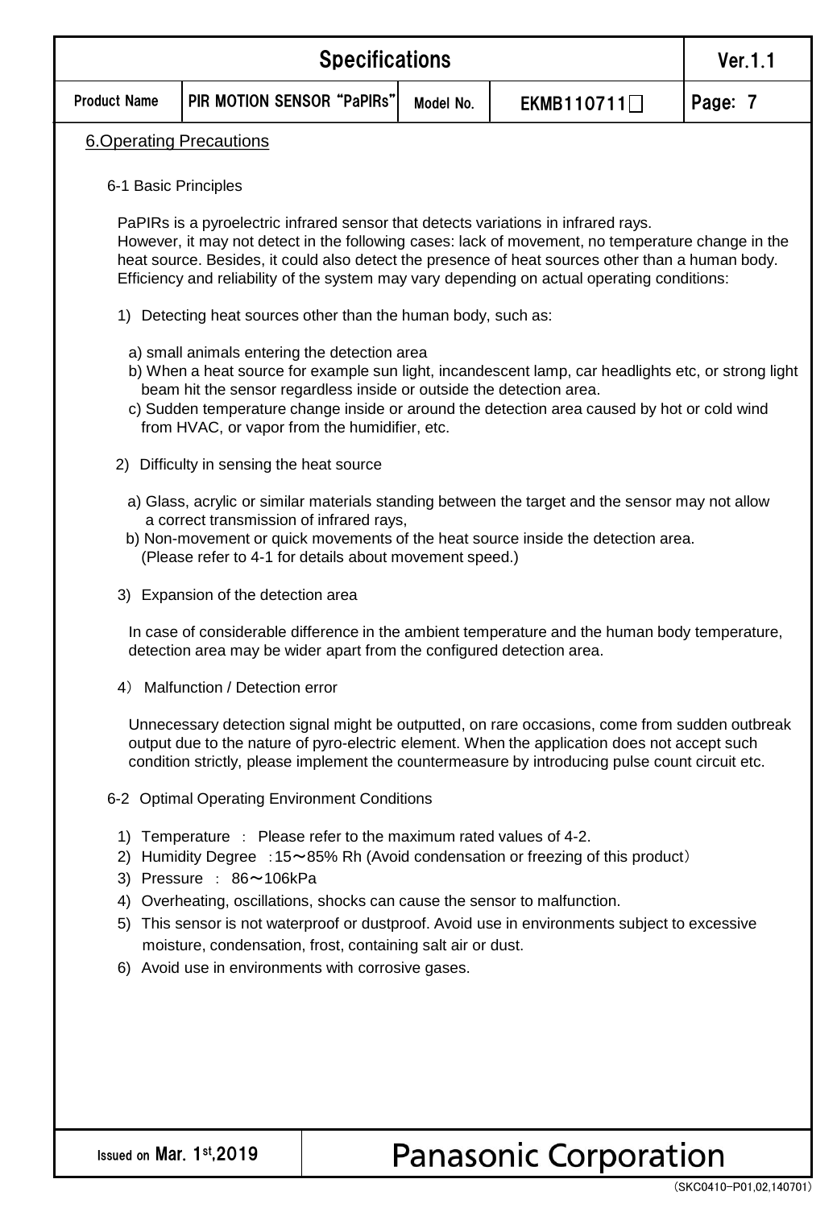## 6.Operating Precautions

### 6-1 Basic Principles

PaPIRs is a pyroelectric infrared sensor that detects variations in infrared rays.
However, it may not detect in the following cases: lack of movement, no temperature change in the heat source. Besides, it could also detect the presence of heat sources other than a human body. Efficiency and reliability of the system may vary depending on actual operating conditions:

1) Detecting heat sources other than the human body, such as:

   a) small animals entering the detection area
   b) When a heat source for example sun light, incandescent lamp, car headlights etc, or strong light beam hit the sensor regardless inside or outside the detection area.
   c) Sudden temperature change inside or around the detection area caused by hot or cold wind from HVAC, or vapor from the humidifier, etc.

2) Difficulty in sensing the heat source

   a) Glass, acrylic or similar materials standing between the target and the sensor may not allow a correct transmission of infrared rays,
   b) Non-movement or quick movements of the heat source inside the detection area.
   (Please refer to 4-1 for details about movement speed.)

3) Expansion of the detection area

   In case of considerable difference in the ambient temperature and the human body temperature, detection area may be wider apart from the configured detection area.

4) Malfunction / Detection error

   Unnecessary detection signal might be outputted, on rare occasions, come from sudden outbreak output due to the nature of pyro-electric element. When the application does not accept such condition strictly, please implement the countermeasure by introducing pulse count circuit etc.

### 6-2 Optimal Operating Environment Conditions

1) Temperature ： Please refer to the maximum rated values of 4-2.
2) Humidity Degree ：15～85% Rh (Avoid condensation or freezing of this product)
3) Pressure ： 86～106kPa
4) Overheating, oscillations, shocks can cause the sensor to malfunction.
5) This sensor is not waterproof or dustproof. Avoid use in environments subject to excessive moisture, condensation, frost, containing salt air or dust.
6) Avoid use in environments with corrosive gases.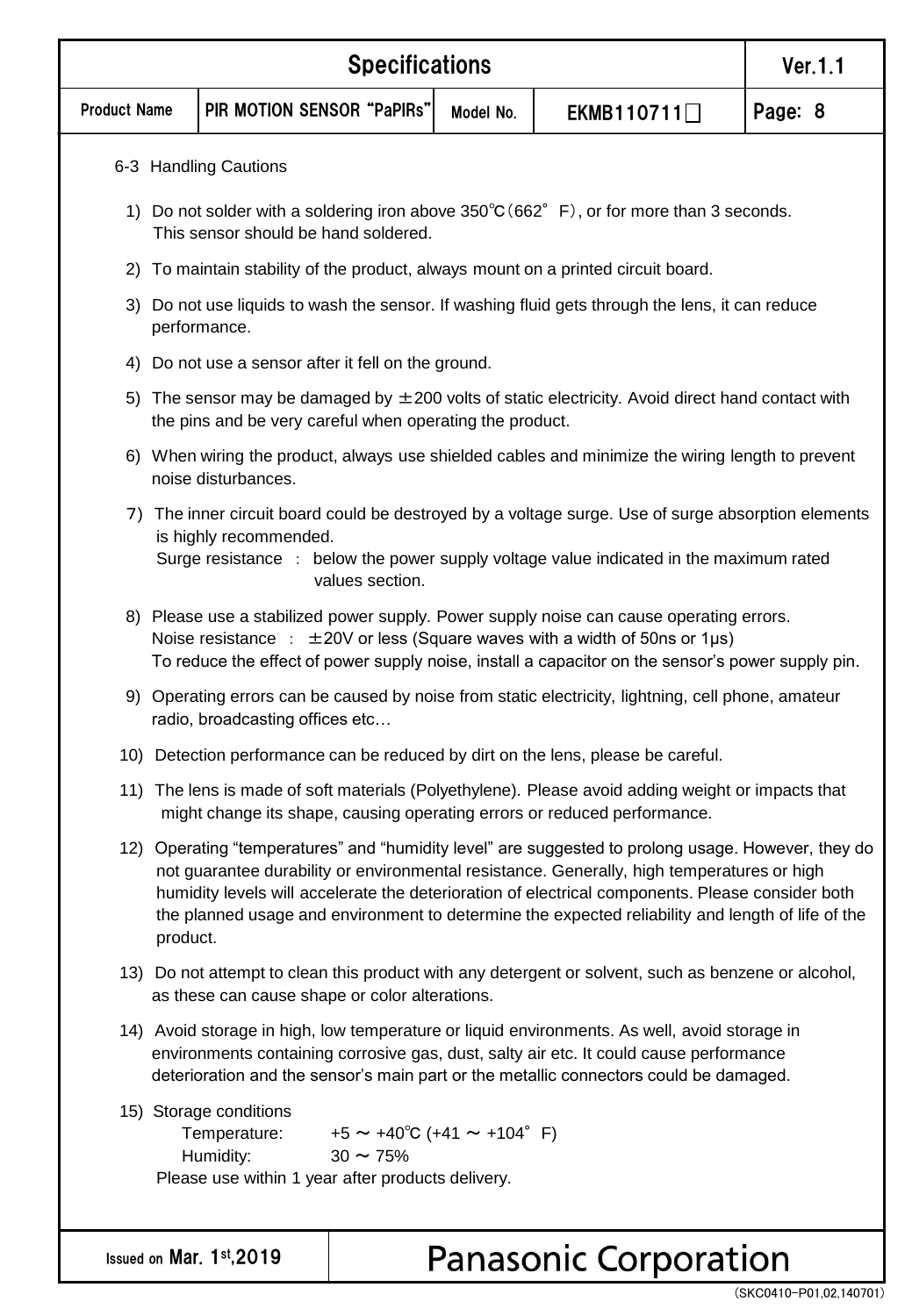## 6-3 Handling Cautions

1) Do not solder with a soldering iron above 350℃(662°F), or for more than 3 seconds. This sensor should be hand soldered.

2) To maintain stability of the product, always mount on a printed circuit board.

3) Do not use liquids to wash the sensor. If washing fluid gets through the lens, it can reduce performance.

4) Do not use a sensor after it fell on the ground.

5) The sensor may be damaged by ±200 volts of static electricity. Avoid direct hand contact with the pins and be very careful when operating the product.

6) When wiring the product, always use shielded cables and minimize the wiring length to prevent noise disturbances.

7) The inner circuit board could be destroyed by a voltage surge. Use of surge absorption elements is highly recommended.
   Surge resistance ： below the power supply voltage value indicated in the maximum rated values section.

8) Please use a stabilized power supply. Power supply noise can cause operating errors.
   Noise resistance ： ±20V or less (Square waves with a width of 50ns or 1μs)
   To reduce the effect of power supply noise, install a capacitor on the sensor's power supply pin.

9) Operating errors can be caused by noise from static electricity, lightning, cell phone, amateur radio, broadcasting offices etc…

10) Detection performance can be reduced by dirt on the lens, please be careful.

11) The lens is made of soft materials (Polyethylene). Please avoid adding weight or impacts that might change its shape, causing operating errors or reduced performance.

12) Operating "temperatures" and "humidity level" are suggested to prolong usage. However, they do not guarantee durability or environmental resistance. Generally, high temperatures or high humidity levels will accelerate the deterioration of electrical components. Please consider both the planned usage and environment to determine the expected reliability and length of life of the product.

13) Do not attempt to clean this product with any detergent or solvent, such as benzene or alcohol, as these can cause shape or color alterations.

14) Avoid storage in high, low temperature or liquid environments. As well, avoid storage in environments containing corrosive gas, dust, salty air etc. It could cause performance deterioration and the sensor's main part or the metallic connectors could be damaged.

15) Storage conditions
    Temperature: +5 ～ +40℃ (+41 ～ +104°F)
    Humidity: 30 ～ 75%
    Please use within 1 year after products delivery.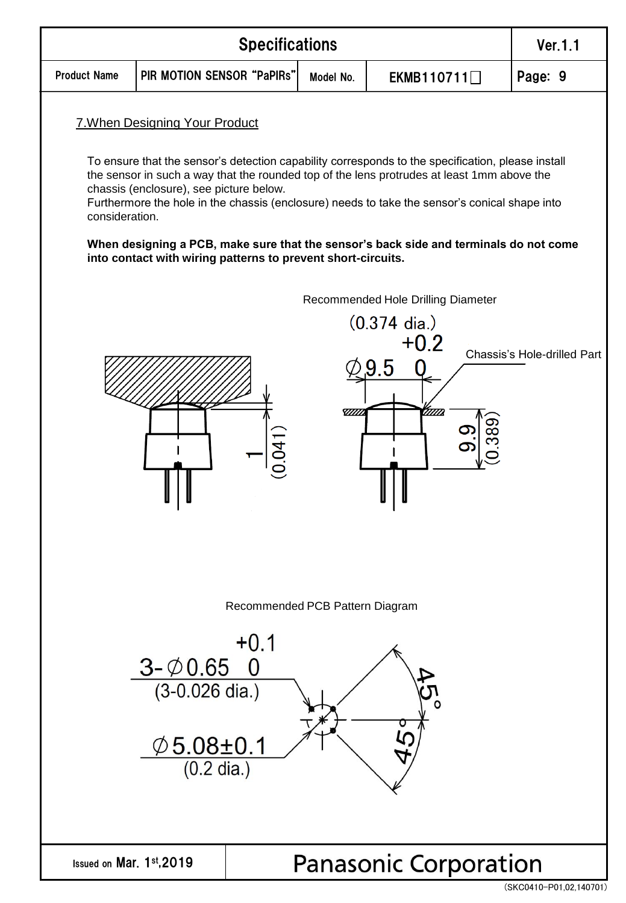## 7.When Designing Your Product

To ensure that the sensor's detection capability corresponds to the specification, please install the sensor in such a way that the rounded top of the lens protrudes at least 1mm above the chassis (enclosure), see picture below.
Furthermore the hole in the chassis (enclosure) needs to take the sensor's conical shape into consideration.

**When designing a PCB, make sure that the sensor's back side and terminals do not come into contact with wiring patterns to prevent short-circuits.**

Recommended Hole Drilling Diameter

$\varnothing 9.5^{+0.2}_{0}$ (0.374 dia.)

Chassis's Hole-drilled Part

1 (0.041)

9.9 (0.389)

Recommended PCB Pattern Diagram

$3\text{-}\varnothing 0.65^{+0.1}_{0}$ (3-0.026 dia.)

$\varnothing 5.08 \pm 0.1$ (0.2 dia.)

45°

45°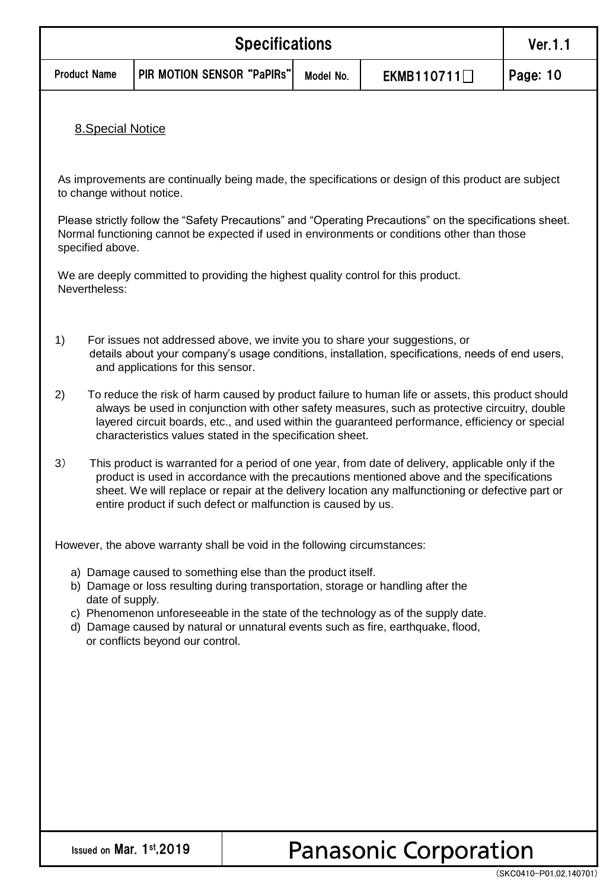## 8.Special Notice

As improvements are continually being made, the specifications or design of this product are subject to change without notice.

Please strictly follow the “Safety Precautions” and “Operating Precautions” on the specifications sheet. Normal functioning cannot be expected if used in environments or conditions other than those specified above.

We are deeply committed to providing the highest quality control for this product.
Nevertheless:

1) For issues not addressed above, we invite you to share your suggestions, or details about your company’s usage conditions, installation, specifications, needs of end users, and applications for this sensor.

2) To reduce the risk of harm caused by product failure to human life or assets, this product should always be used in conjunction with other safety measures, such as protective circuitry, double layered circuit boards, etc., and used within the guaranteed performance, efficiency or special characteristics values stated in the specification sheet.

3) This product is warranted for a period of one year, from date of delivery, applicable only if the product is used in accordance with the precautions mentioned above and the specifications sheet. We will replace or repair at the delivery location any malfunctioning or defective part or entire product if such defect or malfunction is caused by us.

However, the above warranty shall be void in the following circumstances:

a) Damage caused to something else than the product itself.
b) Damage or loss resulting during transportation, storage or handling after the date of supply.
c) Phenomenon unforeseeable in the state of the technology as of the supply date.
d) Damage caused by natural or unnatural events such as fire, earthquake, flood, or conflicts beyond our control.